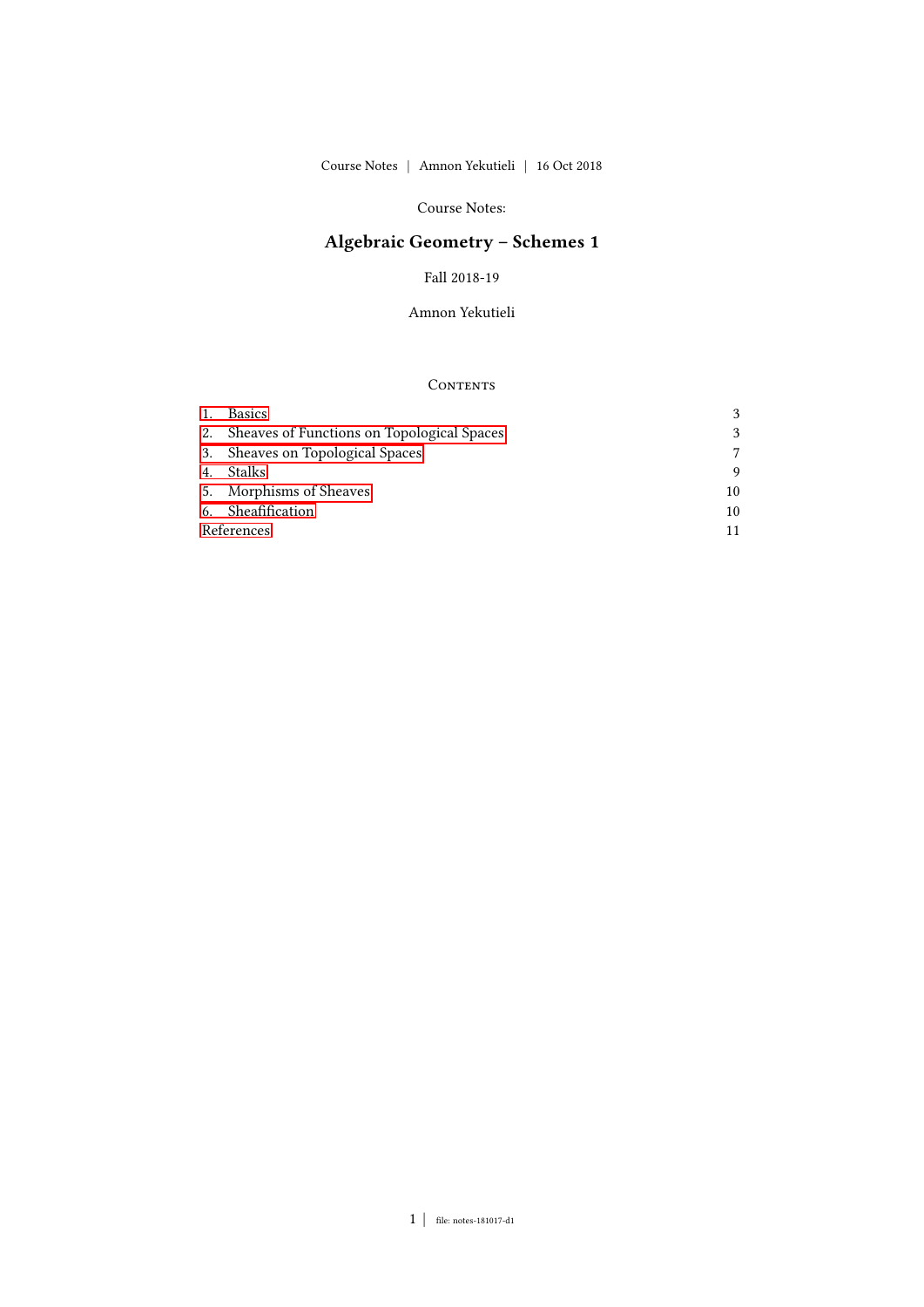Course Notes:

# Algebraic Geometry – Schemes 1

Fall 2018-19

Amnon Yekutieli

## Contents

| | |
|---|---|
| 1. Basics | 3 |
| 2. Sheaves of Functions on Topological Spaces | 3 |
| 3. Sheaves on Topological Spaces | 7 |
| 4. Stalks | 9 |
| 5. Morphisms of Sheaves | 10 |
| 6. Sheafification | 10 |
| References | 11 |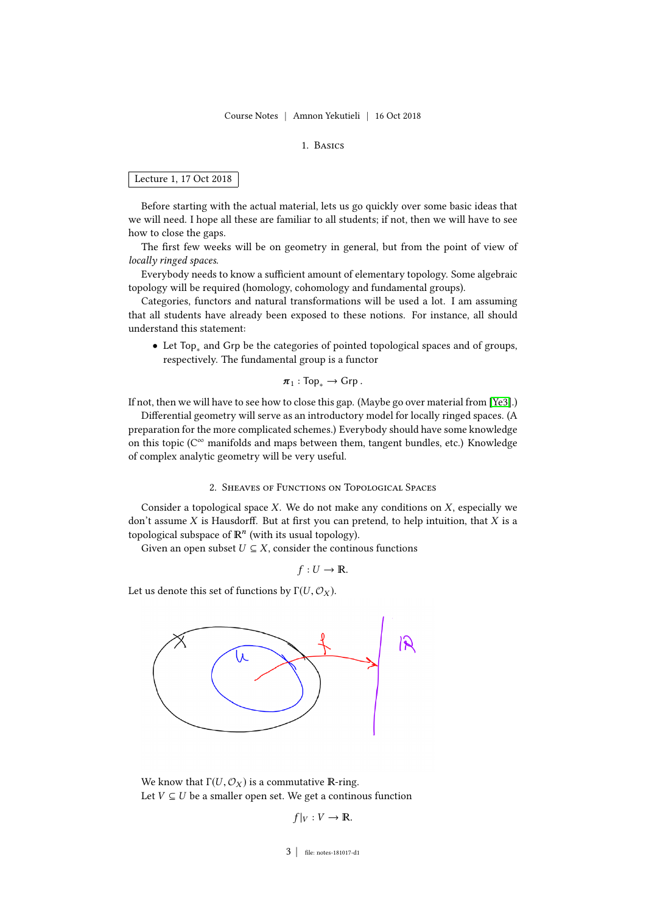# 1. Basics

Lecture 1, 17 Oct 2018

Before starting with the actual material, lets us go quickly over some basic ideas that we will need. I hope all these are familiar to all students; if not, then we will have to see how to close the gaps.

The first few weeks will be on geometry in general, but from the point of view of *locally ringed spaces*.

Everybody needs to know a sufficient amount of elementary topology. Some algebraic topology will be required (homology, cohomology and fundamental groups).

Categories, functors and natural transformations will be used a lot. I am assuming that all students have already been exposed to these notions. For instance, all should understand this statement:

- Let $\mathsf{Top}_*$ and $\mathsf{Grp}$ be the categories of pointed topological spaces and of groups, respectively. The fundamental group is a functor

$$\pi_1 : \mathsf{Top}_* \to \mathsf{Grp}\,.$$

If not, then we will have to see how to close this gap. (Maybe go over material from [Ye3].)

Differential geometry will serve as an introductory model for locally ringed spaces. (A preparation for the more complicated schemes.) Everybody should have some knowledge on this topic ($\mathrm{C}^\infty$ manifolds and maps between them, tangent bundles, etc.) Knowledge of complex analytic geometry will be very useful.

# 2. Sheaves of Functions on Topological Spaces

Consider a topological space $X$. We do not make any conditions on $X$, especially we don't assume $X$ is Hausdorff. But at first you can pretend, to help intuition, that $X$ is a topological subspace of $\mathbb{R}^n$ (with its usual topology).

Given an open subset $U \subseteq X$, consider the continous functions

$$f : U \to \mathbb{R}.$$

Let us denote this set of functions by $\Gamma(U, \mathcal{O}_X)$.

We know that $\Gamma(U, \mathcal{O}_X)$ is a commutative $\mathbb{R}$-ring.

Let $V \subseteq U$ be a smaller open set. We get a continous function

$$f|_V : V \to \mathbb{R}.$$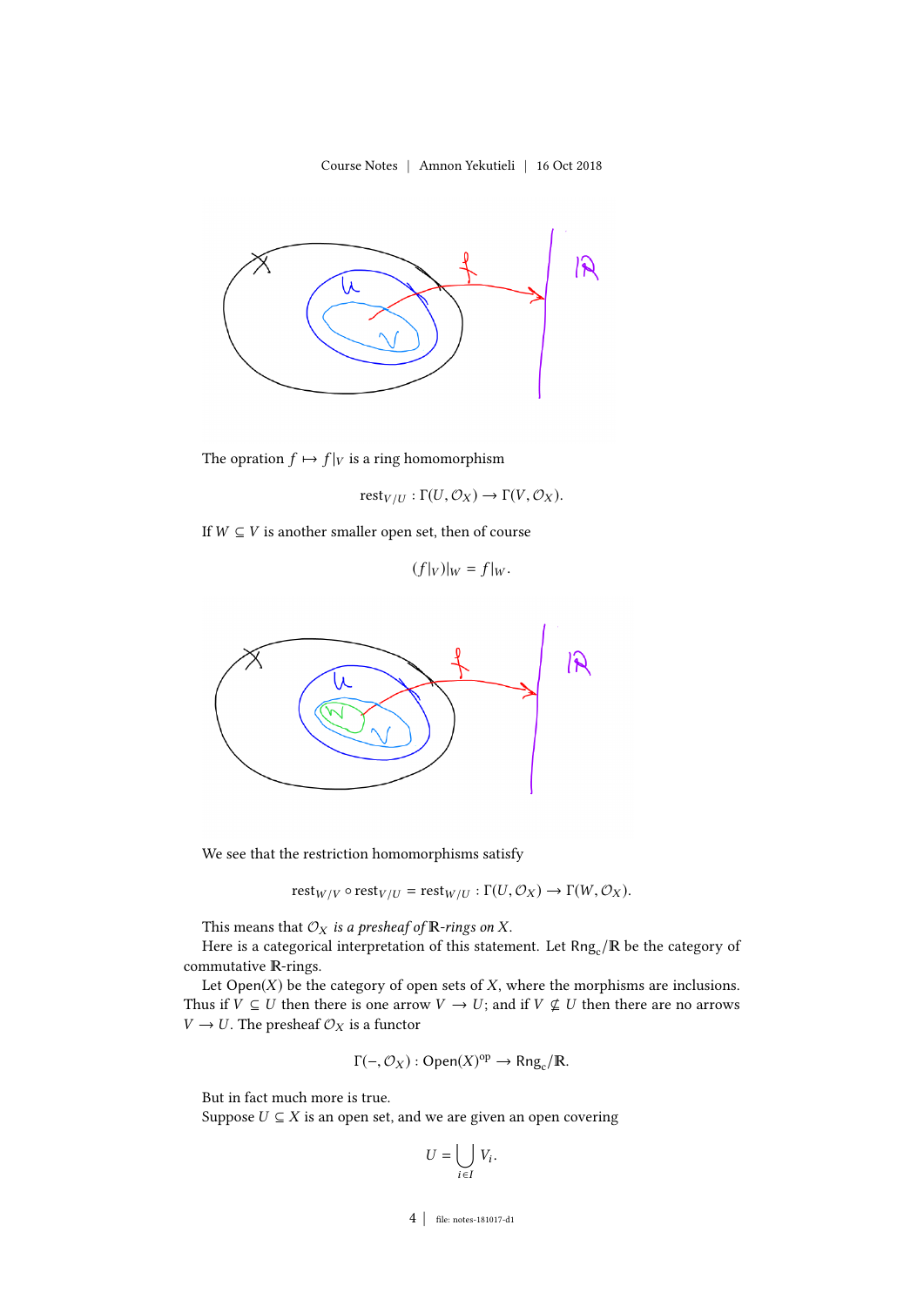The opration $f \mapsto f|_V$ is a ring homomorphism

$$\mathrm{rest}_{V/U} : \Gamma(U, \mathcal{O}_X) \to \Gamma(V, \mathcal{O}_X).$$

If $W \subseteq V$ is another smaller open set, then of course

$$(f|_V)|_W = f|_W.$$

We see that the restriction homomorphisms satisfy

$$\mathrm{rest}_{W/V} \circ \mathrm{rest}_{V/U} = \mathrm{rest}_{W/U} : \Gamma(U, \mathcal{O}_X) \to \Gamma(W, \mathcal{O}_X).$$

This means that $\mathcal{O}_X$ *is a presheaf of* $\mathbb{R}$*-rings on* $X$.

Here is a categorical interpretation of this statement. Let $\mathsf{Rng}_{\mathrm{c}}/\mathbb{R}$ be the category of commutative $\mathbb{R}$-rings.

Let $\mathsf{Open}(X)$ be the category of open sets of $X$, where the morphisms are inclusions. Thus if $V \subseteq U$ then there is one arrow $V \to U$; and if $V \not\subseteq U$ then there are no arrows $V \to U$. The presheaf $\mathcal{O}_X$ is a functor

$$\Gamma(-, \mathcal{O}_X) : \mathsf{Open}(X)^{\mathrm{op}} \to \mathsf{Rng}_{\mathrm{c}}/\mathbb{R}.$$

But in fact much more is true.

Suppose $U \subseteq X$ is an open set, and we are given an open covering

$$U = \bigcup_{i \in I} V_i.$$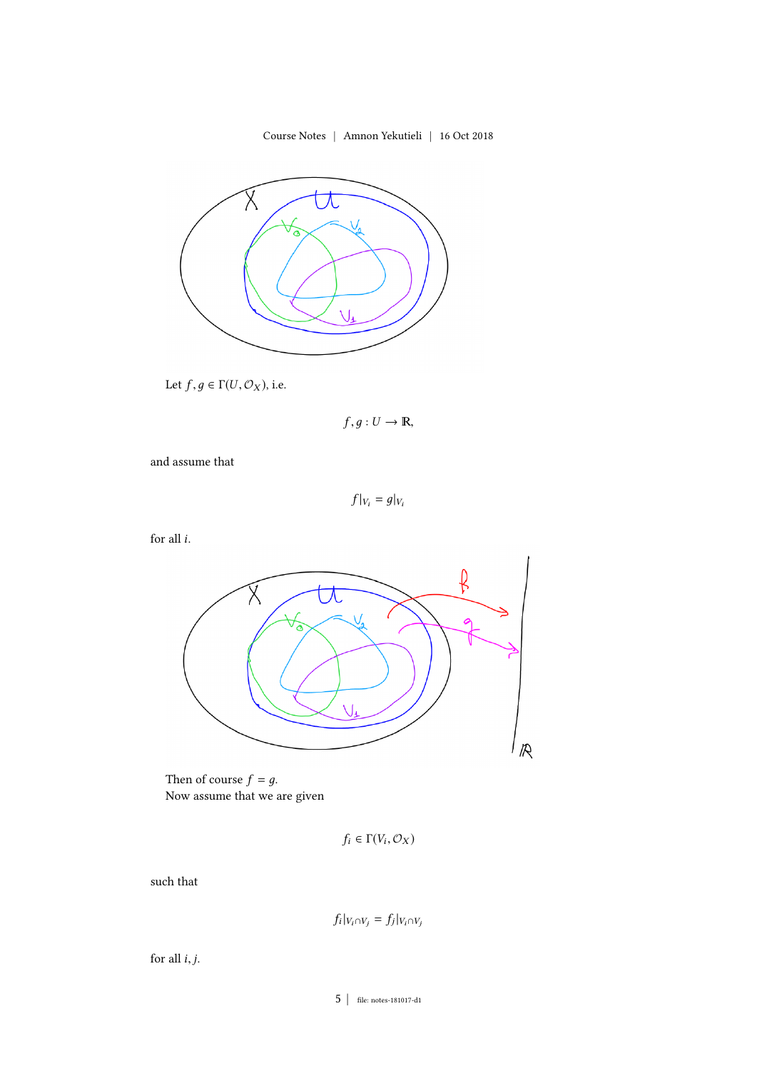Let $f, g \in \Gamma(U, \mathcal{O}_X)$, i.e.

$$f, g : U \to \mathbb{R},$$

and assume that

$$f|_{V_i} = g|_{V_i}$$

for all $i$.

Then of course $f = g$.
Now assume that we are given

$$f_i \in \Gamma(V_i, \mathcal{O}_X)$$

such that

$$f_i|_{V_i \cap V_j} = f_j|_{V_i \cap V_j}$$

for all $i, j$.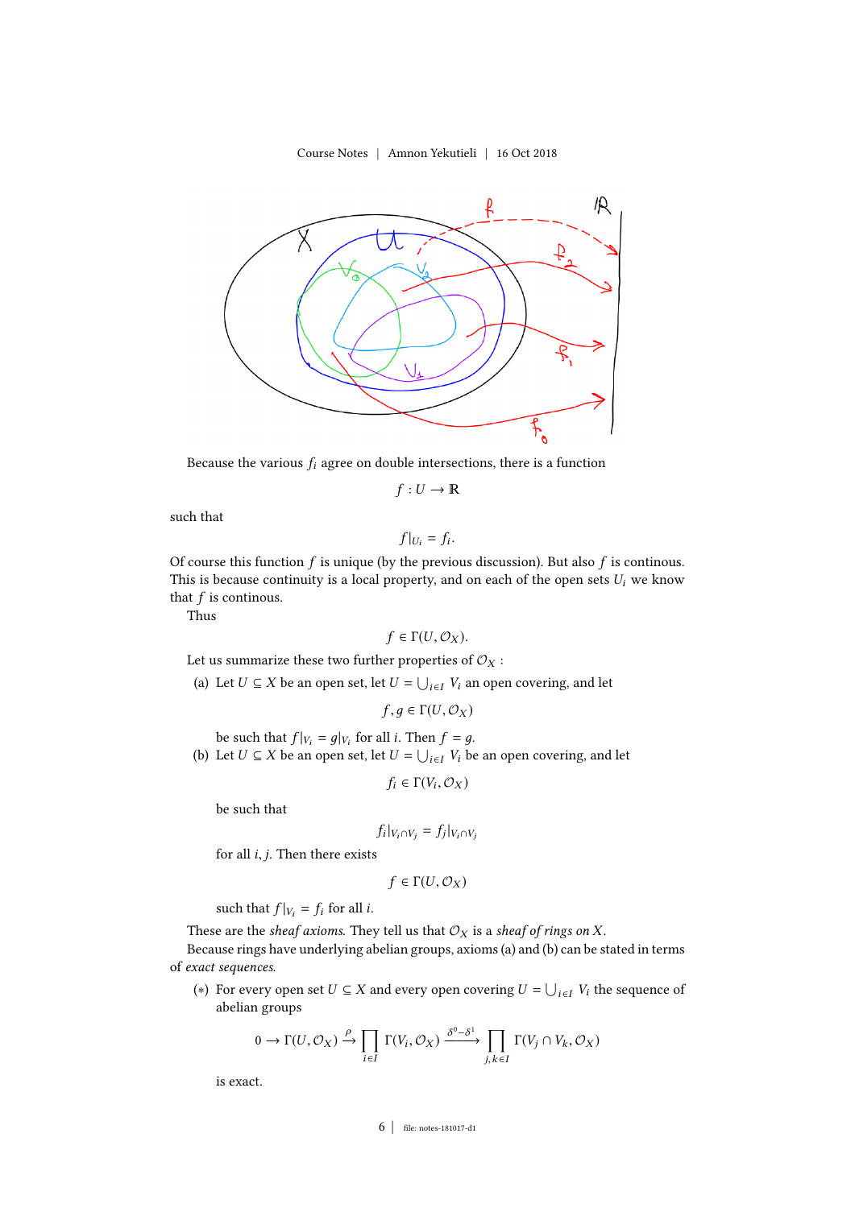Because the various $f_i$ agree on double intersections, there is a function

$$f : U \to \mathbb{R}$$

such that

$$f|_{U_i} = f_i.$$

Of course this function $f$ is unique (by the previous discussion). But also $f$ is continous. This is because continuity is a local property, and on each of the open sets $U_i$ we know that $f$ is continous.

Thus

$$f \in \Gamma(U, \mathcal{O}_X).$$

Let us summarize these two further properties of $\mathcal{O}_X$ :

(a) Let $U \subseteq X$ be an open set, let $U = \bigcup_{i \in I} V_i$ an open covering, and let

$$f, g \in \Gamma(U, \mathcal{O}_X)$$

be such that $f|_{V_i} = g|_{V_i}$ for all $i$. Then $f = g$.

(b) Let $U \subseteq X$ be an open set, let $U = \bigcup_{i \in I} V_i$ be an open covering, and let

$$f_i \in \Gamma(V_i, \mathcal{O}_X)$$

be such that

$$f_i|_{V_i \cap V_j} = f_j|_{V_i \cap V_j}$$

for all $i, j$. Then there exists

$$f \in \Gamma(U, \mathcal{O}_X)$$

such that $f|_{V_i} = f_i$ for all $i$.

These are the *sheaf axioms*. They tell us that $\mathcal{O}_X$ is a *sheaf of rings on* $X$.

Because rings have underlying abelian groups, axioms (a) and (b) can be stated in terms of *exact sequences*.

($*$) For every open set $U \subseteq X$ and every open covering $U = \bigcup_{i \in I} V_i$ the sequence of abelian groups

$$0 \to \Gamma(U, \mathcal{O}_X) \xrightarrow{\rho} \prod_{i \in I} \Gamma(V_i, \mathcal{O}_X) \xrightarrow{\delta^0 - \delta^1} \prod_{j,k \in I} \Gamma(V_j \cap V_k, \mathcal{O}_X)$$

is exact.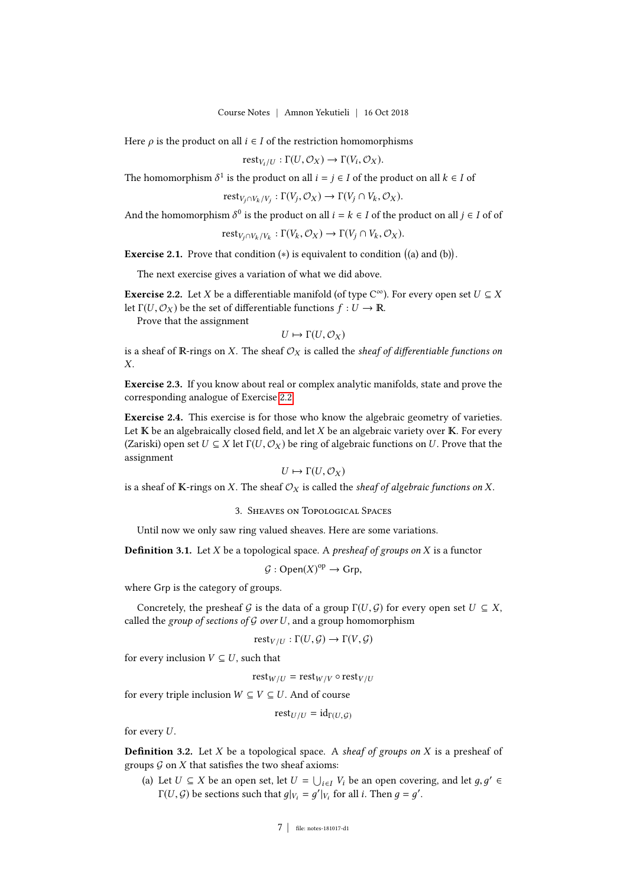Here $\rho$ is the product on all $i \in I$ of the restriction homomorphisms

$$\mathrm{rest}_{V_i/U} : \Gamma(U, \mathcal{O}_X) \to \Gamma(V_i, \mathcal{O}_X).$$

The homomorphism $\delta^1$ is the product on all $i = j \in I$ of the product on all $k \in I$ of

$$\mathrm{rest}_{V_j \cap V_k / V_j} : \Gamma(V_j, \mathcal{O}_X) \to \Gamma(V_j \cap V_k, \mathcal{O}_X).$$

And the homomorphism $\delta^0$ is the product on all $i = k \in I$ of the product on all $j \in I$ of of

$$\mathrm{rest}_{V_j \cap V_k / V_k} : \Gamma(V_k, \mathcal{O}_X) \to \Gamma(V_j \cap V_k, \mathcal{O}_X).$$

**Exercise 2.1.** Prove that condition $(*)$ is equivalent to condition $\big($(a) and (b)$\big)$.

The next exercise gives a variation of what we did above.

**Exercise 2.2.** Let $X$ be a differentiable manifold (of type $\mathrm{C}^\infty$). For every open set $U \subseteq X$ let $\Gamma(U, \mathcal{O}_X)$ be the set of differentiable functions $f : U \to \mathbb{R}$.

Prove that the assignment

$$U \mapsto \Gamma(U, \mathcal{O}_X)$$

is a sheaf of $\mathbb{R}$-rings on $X$. The sheaf $\mathcal{O}_X$ is called the *sheaf of differentiable functions on* $X$.

**Exercise 2.3.** If you know about real or complex analytic manifolds, state and prove the corresponding analogue of Exercise 2.2.

**Exercise 2.4.** This exercise is for those who know the algebraic geometry of varieties. Let $\mathbb{K}$ be an algebraically closed field, and let $X$ be an algebraic variety over $\mathbb{K}$. For every (Zariski) open set $U \subseteq X$ let $\Gamma(U, \mathcal{O}_X)$ be ring of algebraic functions on $U$. Prove that the assignment

$$U \mapsto \Gamma(U, \mathcal{O}_X)$$

is a sheaf of $\mathbb{K}$-rings on $X$. The sheaf $\mathcal{O}_X$ is called the *sheaf of algebraic functions on* $X$.

## 3. Sheaves on Topological Spaces

Until now we only saw ring valued sheaves. Here are some variations.

**Definition 3.1.** Let $X$ be a topological space. A *presheaf of groups on* $X$ is a functor

$$\mathcal{G} : \mathrm{Open}(X)^{\mathrm{op}} \to \mathrm{Grp},$$

where Grp is the category of groups.

Concretely, the presheaf $\mathcal{G}$ is the data of a group $\Gamma(U, \mathcal{G})$ for every open set $U \subseteq X$, called the *group of sections of* $\mathcal{G}$ *over* $U$, and a group homomorphism

$$\mathrm{rest}_{V/U} : \Gamma(U, \mathcal{G}) \to \Gamma(V, \mathcal{G})$$

for every inclusion $V \subseteq U$, such that

$$\mathrm{rest}_{W/U} = \mathrm{rest}_{W/V} \circ \mathrm{rest}_{V/U}$$

for every triple inclusion $W \subseteq V \subseteq U$. And of course

$$\mathrm{rest}_{U/U} = \mathrm{id}_{\Gamma(U, \mathcal{G})}$$

for every $U$.

**Definition 3.2.** Let $X$ be a topological space. A *sheaf of groups on* $X$ is a presheaf of groups $\mathcal{G}$ on $X$ that satisfies the two sheaf axioms:

(a) Let $U \subseteq X$ be an open set, let $U = \bigcup_{i \in I} V_i$ be an open covering, and let $g, g' \in \Gamma(U, \mathcal{G})$ be sections such that $g|_{V_i} = g'|_{V_i}$ for all $i$. Then $g = g'$.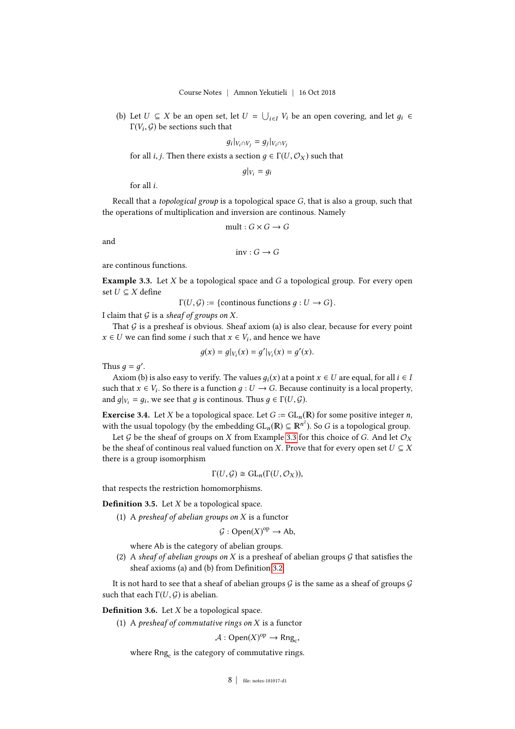(b) Let $U \subseteq X$ be an open set, let $U = \bigcup_{i \in I} V_i$ be an open covering, and let $g_i \in \Gamma(V_i, \mathcal{G})$ be sections such that

$$g_i|_{V_i \cap V_j} = g_j|_{V_i \cap V_j}$$

for all $i, j$. Then there exists a section $g \in \Gamma(U, \mathcal{O}_X)$ such that

$$g|_{V_i} = g_i$$

for all $i$.

Recall that a *topological group* is a topological space $G$, that is also a group, such that the operations of multiplication and inversion are continous. Namely

$$\text{mult} : G \times G \to G$$

and

$$\text{inv} : G \to G$$

are continous functions.

**Example 3.3.** Let $X$ be a topological space and $G$ a topological group. For every open set $U \subseteq X$ define

$$\Gamma(U, \mathcal{G}) := \{\text{continous functions } g : U \to G\}.$$

I claim that $\mathcal{G}$ is a *sheaf of groups on* $X$.

That $\mathcal{G}$ is a presheaf is obvious. Sheaf axiom (a) is also clear, because for every point $x \in U$ we can find some $i$ such that $x \in V_i$, and hence we have

$$g(x) = g|_{V_i}(x) = g'|_{V_i}(x) = g'(x).$$

Thus $g = g'$.

Axiom (b) is also easy to verify. The values $g_i(x)$ at a point $x \in U$ are equal, for all $i \in I$ such that $x \in V_i$. So there is a function $g : U \to G$. Because continuity is a local property, and $g|_{V_i} = g_i$, we see that $g$ is continous. Thus $g \in \Gamma(U, \mathcal{G})$.

**Exercise 3.4.** Let $X$ be a topological space. Let $G := \mathrm{GL}_n(\mathbb{R})$ for some positive integer $n$, with the usual topology (by the embedding $\mathrm{GL}_n(\mathbb{R}) \subseteq \mathbb{R}^{n^2}$). So $G$ is a topological group.

Let $\mathcal{G}$ be the sheaf of groups on $X$ from Example 3.3 for this choice of $G$. And let $\mathcal{O}_X$ be the sheaf of continous real valued function on $X$. Prove that for every open set $U \subseteq X$ there is a group isomorphism

$$\Gamma(U, \mathcal{G}) \cong \mathrm{GL}_n(\Gamma(U, \mathcal{O}_X)),$$

that respects the restriction homomorphisms.

**Definition 3.5.** Let $X$ be a topological space.

(1) A *presheaf of abelian groups on* $X$ is a functor

$$\mathcal{G} : \mathsf{Open}(X)^{\mathrm{op}} \to \mathsf{Ab},$$

where $\mathsf{Ab}$ is the category of abelian groups.

(2) A *sheaf of abelian groups on* $X$ is a presheaf of abelian groups $\mathcal{G}$ that satisfies the sheaf axioms (a) and (b) from Definition 3.2.

It is not hard to see that a sheaf of abelian groups $\mathcal{G}$ is the same as a sheaf of groups $\mathcal{G}$ such that each $\Gamma(U, \mathcal{G})$ is abelian.

**Definition 3.6.** Let $X$ be a topological space.

(1) A *presheaf of commutative rings on* $X$ is a functor

$$\mathcal{A} : \mathsf{Open}(X)^{\mathrm{op}} \to \mathsf{Rng}_{\mathrm{c}},$$

where $\mathsf{Rng}_{\mathrm{c}}$ is the category of commutative rings.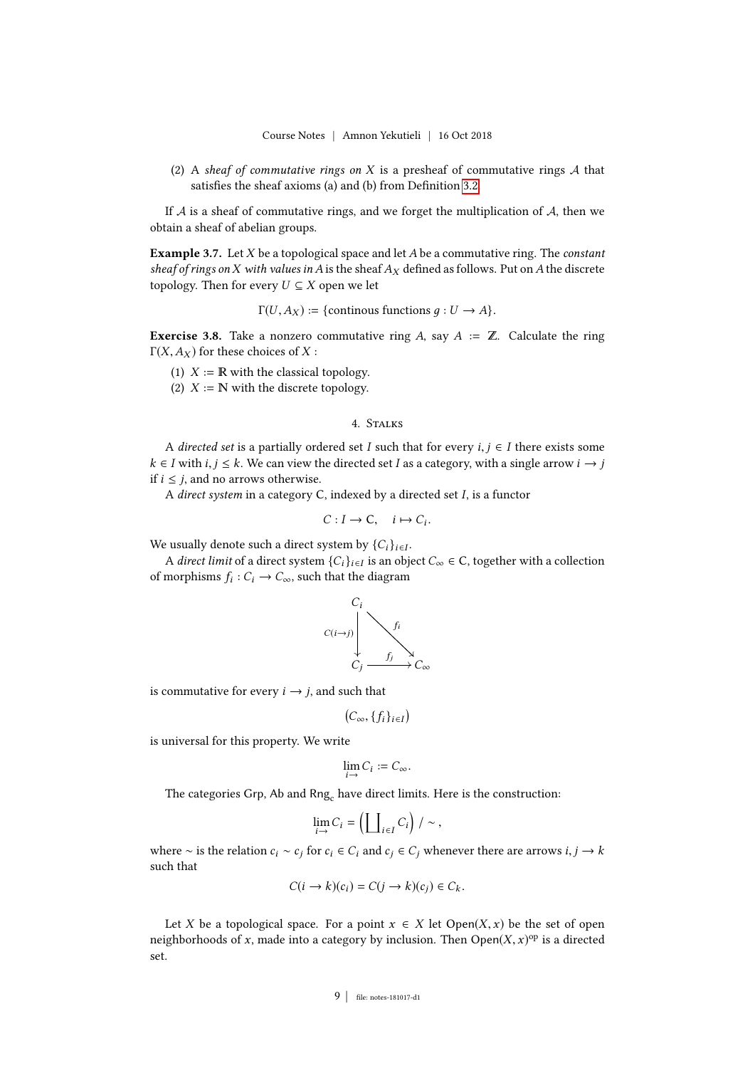(2) A *sheaf of commutative rings on* $X$ is a presheaf of commutative rings $\mathcal{A}$ that satisfies the sheaf axioms (a) and (b) from Definition 3.2.

If $\mathcal{A}$ is a sheaf of commutative rings, and we forget the multiplication of $\mathcal{A}$, then we obtain a sheaf of abelian groups.

**Example 3.7.** Let $X$ be a topological space and let $A$ be a commutative ring. The *constant sheaf of rings on* $X$ *with values in* $A$ is the sheaf $A_X$ defined as follows. Put on $A$ the discrete topology. Then for every $U \subseteq X$ open we let

$$\Gamma(U, A_X) := \{\text{continous functions } g : U \to A\}.$$

**Exercise 3.8.** Take a nonzero commutative ring $A$, say $A := \mathbb{Z}$. Calculate the ring $\Gamma(X, A_X)$ for these choices of $X$ :

(1) $X := \mathbb{R}$ with the classical topology.
(2) $X := \mathbb{N}$ with the discrete topology.

## 4. Stalks

A *directed set* is a partially ordered set $I$ such that for every $i, j \in I$ there exists some $k \in I$ with $i, j \leq k$. We can view the directed set $I$ as a category, with a single arrow $i \to j$ if $i \leq j$, and no arrows otherwise.

A *direct system* in a category $\mathsf{C}$, indexed by a directed set $I$, is a functor

$$C : I \to \mathsf{C}, \quad i \mapsto C_i.$$

We usually denote such a direct system by $\{C_i\}_{i \in I}$.

A *direct limit* of a direct system $\{C_i\}_{i \in I}$ is an object $C_\infty \in \mathsf{C}$, together with a collection of morphisms $f_i : C_i \to C_\infty$, such that the diagram

$$\begin{array}{ccc} C_i & & \\ {\scriptstyle C(i \to j)} \downarrow & \searrow^{f_i} & \\ C_j & \xrightarrow{f_j} & C_\infty \end{array}$$

is commutative for every $i \to j$, and such that

$$\big(C_\infty, \{f_i\}_{i \in I}\big)$$

is universal for this property. We write

$$\lim_{i \to} C_i := C_\infty.$$

The categories $\mathsf{Grp}$, $\mathsf{Ab}$ and $\mathsf{Rng}_\mathsf{c}$ have direct limits. Here is the construction:

$$\lim_{i \to} C_i = \Big(\coprod\nolimits_{i \in I} C_i\Big) \,/ \sim,$$

where $\sim$ is the relation $c_i \sim c_j$ for $c_i \in C_i$ and $c_j \in C_j$ whenever there are arrows $i, j \to k$ such that

$$C(i \to k)(c_i) = C(j \to k)(c_j) \in C_k.$$

Let $X$ be a topological space. For a point $x \in X$ let $\operatorname{Open}(X, x)$ be the set of open neighborhoods of $x$, made into a category by inclusion. Then $\operatorname{Open}(X, x)^{\mathrm{op}}$ is a directed set.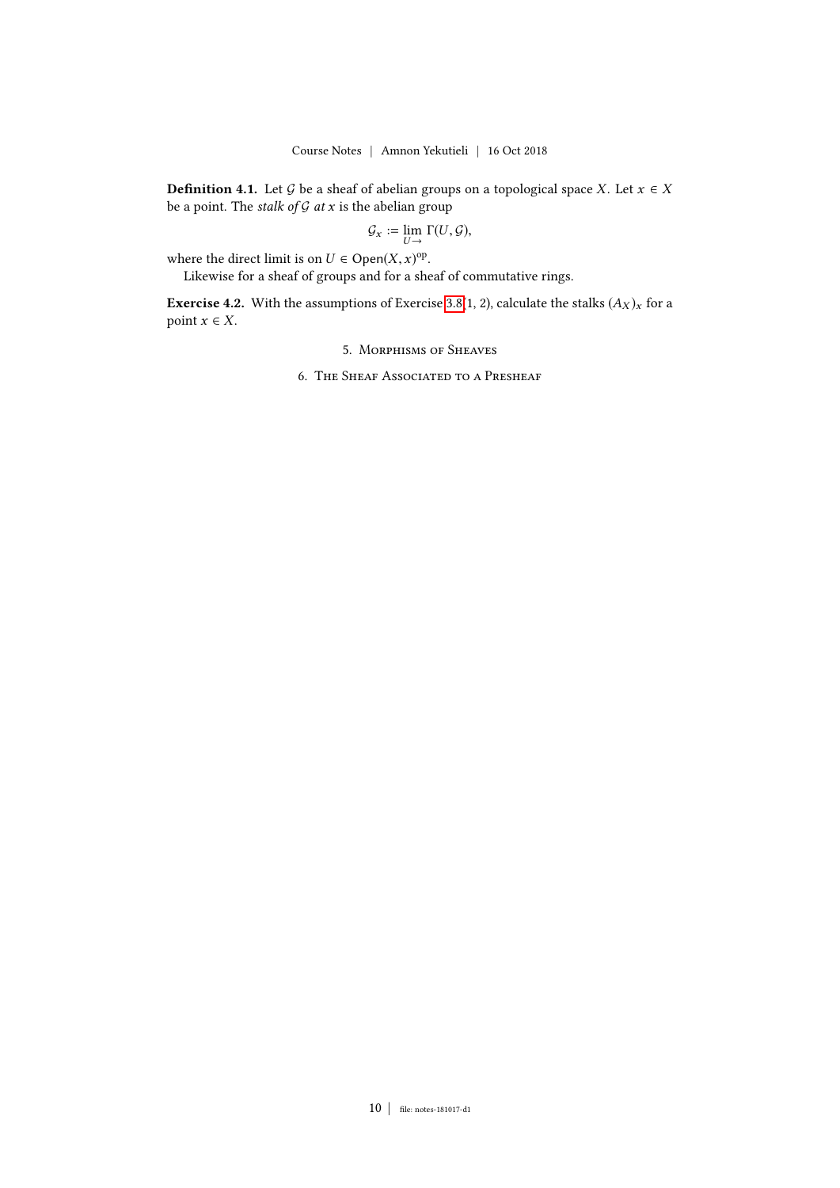**Definition 4.1.** Let $\mathcal{G}$ be a sheaf of abelian groups on a topological space $X$. Let $x \in X$ be a point. The *stalk of* $\mathcal{G}$ *at* $x$ is the abelian group

$$\mathcal{G}_x := \lim_{U \to} \Gamma(U, \mathcal{G}),$$

where the direct limit is on $U \in \mathrm{Open}(X, x)^{\mathrm{op}}$.

Likewise for a sheaf of groups and for a sheaf of commutative rings.

**Exercise 4.2.** With the assumptions of Exercise 3.8(1, 2), calculate the stalks $(A_X)_x$ for a point $x \in X$.

## 5. Morphisms of Sheaves

## 6. The Sheaf Associated to a Presheaf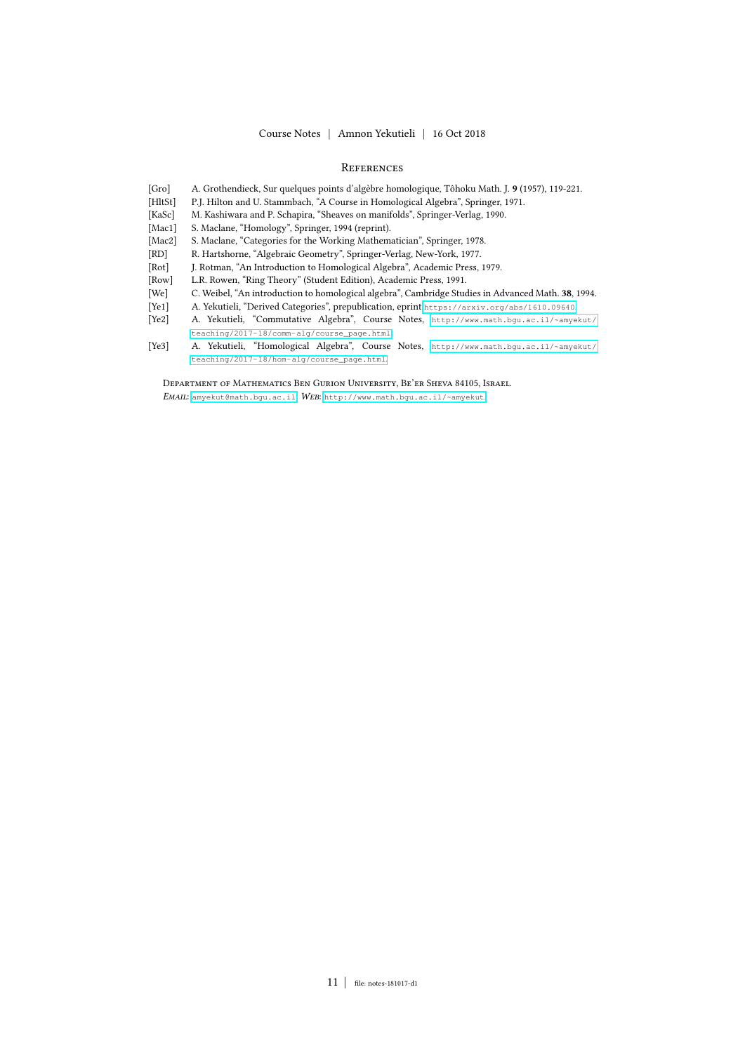## References

- [Gro] A. Grothendieck, Sur quelques points d'algèbre homologique, Tôhoku Math. J. **9** (1957), 119-221.
- [HltSt] P.J. Hilton and U. Stammbach, "A Course in Homological Algebra", Springer, 1971.
- [KaSc] M. Kashiwara and P. Schapira, "Sheaves on manifolds", Springer-Verlag, 1990.
- [Mac1] S. Maclane, "Homology", Springer, 1994 (reprint).
- [Mac2] S. Maclane, "Categories for the Working Mathematician", Springer, 1978.
- [RD] R. Hartshorne, "Algebraic Geometry", Springer-Verlag, New-York, 1977.
- [Rot] J. Rotman, "An Introduction to Homological Algebra", Academic Press, 1979.
- [Row] L.R. Rowen, "Ring Theory" (Student Edition), Academic Press, 1991.
- [We] C. Weibel, "An introduction to homological algebra", Cambridge Studies in Advanced Math. **38**, 1994.
- [Ye1] A. Yekutieli, "Derived Categories", prepublication, eprint https://arxiv.org/abs/1610.09640.
- [Ye2] A. Yekutieli, "Commutative Algebra", Course Notes, http://www.math.bgu.ac.il/~amyekut/teaching/2017-18/comm-alg/course_page.html.
- [Ye3] A. Yekutieli, "Homological Algebra", Course Notes, http://www.math.bgu.ac.il/~amyekut/teaching/2017-18/hom-alg/course_page.html.

Department of Mathematics Ben Gurion University, Be'er Sheva 84105, Israel.
*Email:* amyekut@math.bgu.ac.il, *Web:* http://www.math.bgu.ac.il/~amyekut